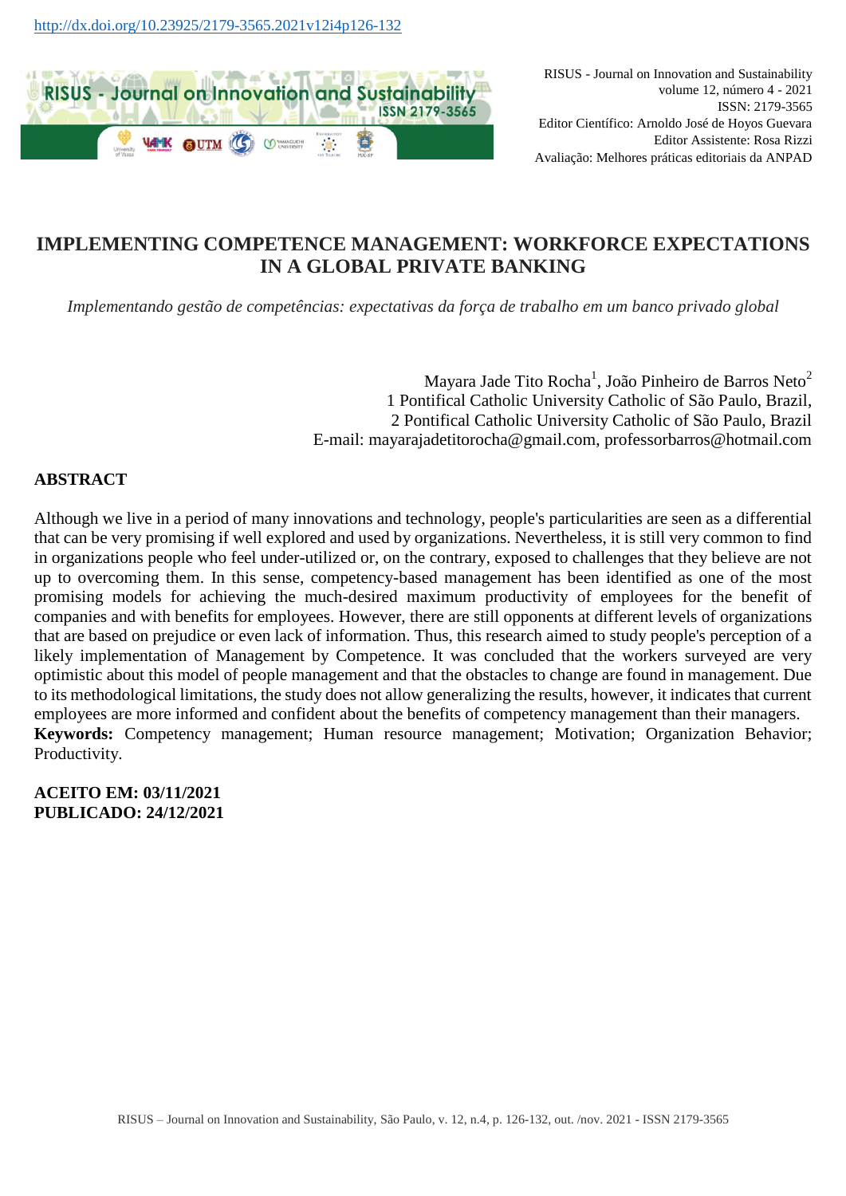http://dx.doi.org/10.23925/2179-3565.2021v12i4p126-132

RISUS - Journal on Innovation and Sustainability
volume 12, número 4 - 2021
ISSN: 2179-3565
Editor Científico: Arnoldo José de Hoyos Guevara
Editor Assistente: Rosa Rizzi
Avaliação: Melhores práticas editoriais da ANPAD

# IMPLEMENTING COMPETENCE MANAGEMENT: WORKFORCE EXPECTATIONS IN A GLOBAL PRIVATE BANKING

*Implementando gestão de competências: expectativas da força de trabalho em um banco privado global*

Mayara Jade Tito Rocha[1], João Pinheiro de Barros Neto[2]
1 Pontifical Catholic University Catholic of São Paulo, Brazil,
2 Pontifical Catholic University Catholic of São Paulo, Brazil
E-mail: mayarajadetitorocha@gmail.com, professorbarros@hotmail.com

## ABSTRACT

Although we live in a period of many innovations and technology, people's particularities are seen as a differential that can be very promising if well explored and used by organizations. Nevertheless, it is still very common to find in organizations people who feel under-utilized or, on the contrary, exposed to challenges that they believe are not up to overcoming them. In this sense, competency-based management has been identified as one of the most promising models for achieving the much-desired maximum productivity of employees for the benefit of companies and with benefits for employees. However, there are still opponents at different levels of organizations that are based on prejudice or even lack of information. Thus, this research aimed to study people's perception of a likely implementation of Management by Competence. It was concluded that the workers surveyed are very optimistic about this model of people management and that the obstacles to change are found in management. Due to its methodological limitations, the study does not allow generalizing the results, however, it indicates that current employees are more informed and confident about the benefits of competency management than their managers.

**Keywords:** Competency management; Human resource management; Motivation; Organization Behavior; Productivity.

**ACEITO EM: 03/11/2021**
**PUBLICADO: 24/12/2021**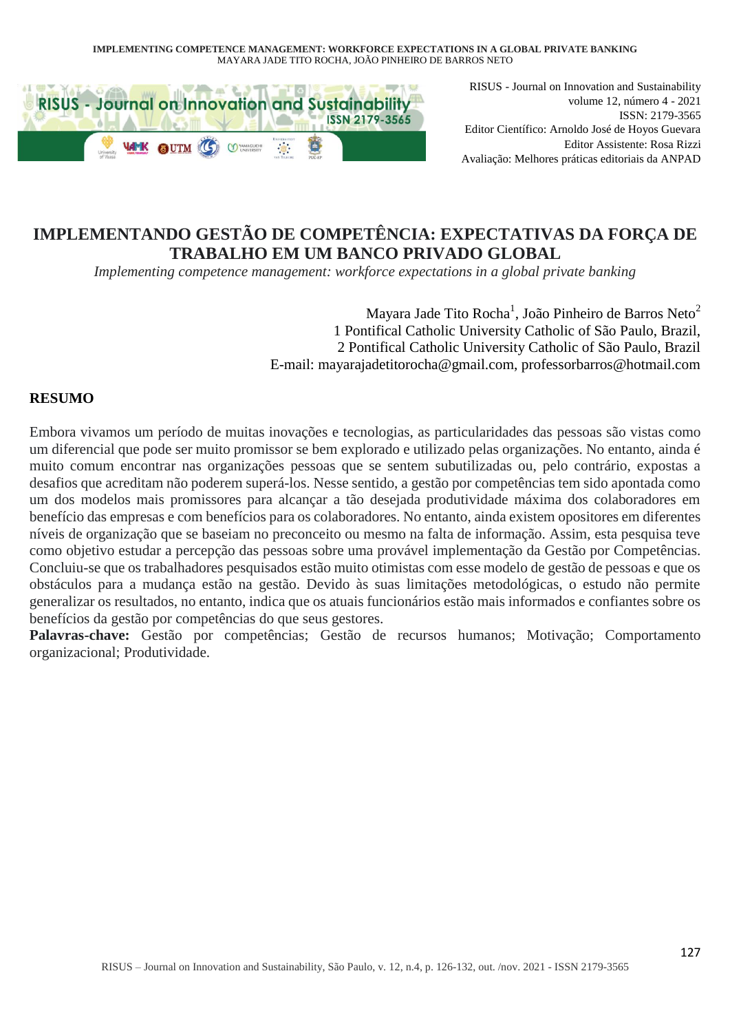# IMPLEMENTANDO GESTÃO DE COMPETÊNCIA: EXPECTATIVAS DA FORÇA DE TRABALHO EM UM BANCO PRIVADO GLOBAL

*Implementing competence management: workforce expectations in a global private banking*

Mayara Jade Tito Rocha[1], João Pinheiro de Barros Neto[2]
1 Pontifical Catholic University Catholic of São Paulo, Brazil,
2 Pontifical Catholic University Catholic of São Paulo, Brazil
E-mail: mayarajadetitorocha@gmail.com, professorbarros@hotmail.com

## RESUMO

Embora vivamos um período de muitas inovações e tecnologias, as particularidades das pessoas são vistas como um diferencial que pode ser muito promissor se bem explorado e utilizado pelas organizações. No entanto, ainda é muito comum encontrar nas organizações pessoas que se sentem subutilizadas ou, pelo contrário, expostas a desafios que acreditam não poderem superá-los. Nesse sentido, a gestão por competências tem sido apontada como um dos modelos mais promissores para alcançar a tão desejada produtividade máxima dos colaboradores em benefício das empresas e com benefícios para os colaboradores. No entanto, ainda existem opositores em diferentes níveis de organização que se baseiam no preconceito ou mesmo na falta de informação. Assim, esta pesquisa teve como objetivo estudar a percepção das pessoas sobre uma provável implementação da Gestão por Competências. Concluiu-se que os trabalhadores pesquisados estão muito otimistas com esse modelo de gestão de pessoas e que os obstáculos para a mudança estão na gestão. Devido às suas limitações metodológicas, o estudo não permite generalizar os resultados, no entanto, indica que os atuais funcionários estão mais informados e confiantes sobre os benefícios da gestão por competências do que seus gestores.

**Palavras-chave:** Gestão por competências; Gestão de recursos humanos; Motivação; Comportamento organizacional; Produtividade.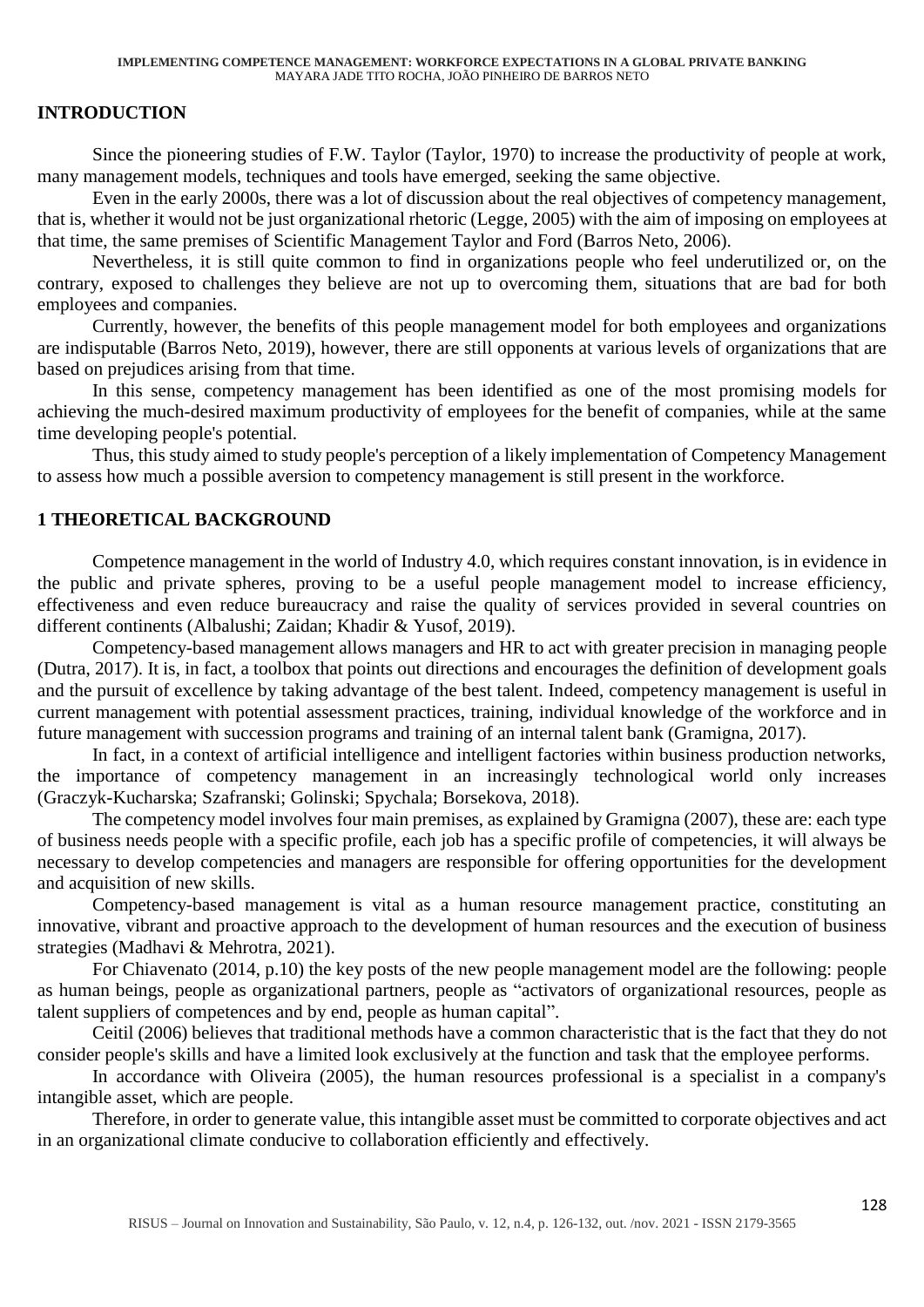## INTRODUCTION

Since the pioneering studies of F.W. Taylor (Taylor, 1970) to increase the productivity of people at work, many management models, techniques and tools have emerged, seeking the same objective.

Even in the early 2000s, there was a lot of discussion about the real objectives of competency management, that is, whether it would not be just organizational rhetoric (Legge, 2005) with the aim of imposing on employees at that time, the same premises of Scientific Management Taylor and Ford (Barros Neto, 2006).

Nevertheless, it is still quite common to find in organizations people who feel underutilized or, on the contrary, exposed to challenges they believe are not up to overcoming them, situations that are bad for both employees and companies.

Currently, however, the benefits of this people management model for both employees and organizations are indisputable (Barros Neto, 2019), however, there are still opponents at various levels of organizations that are based on prejudices arising from that time.

In this sense, competency management has been identified as one of the most promising models for achieving the much-desired maximum productivity of employees for the benefit of companies, while at the same time developing people's potential.

Thus, this study aimed to study people's perception of a likely implementation of Competency Management to assess how much a possible aversion to competency management is still present in the workforce.

## 1 THEORETICAL BACKGROUND

Competence management in the world of Industry 4.0, which requires constant innovation, is in evidence in the public and private spheres, proving to be a useful people management model to increase efficiency, effectiveness and even reduce bureaucracy and raise the quality of services provided in several countries on different continents (Albalushi; Zaidan; Khadir & Yusof, 2019).

Competency-based management allows managers and HR to act with greater precision in managing people (Dutra, 2017). It is, in fact, a toolbox that points out directions and encourages the definition of development goals and the pursuit of excellence by taking advantage of the best talent. Indeed, competency management is useful in current management with potential assessment practices, training, individual knowledge of the workforce and in future management with succession programs and training of an internal talent bank (Gramigna, 2017).

In fact, in a context of artificial intelligence and intelligent factories within business production networks, the importance of competency management in an increasingly technological world only increases (Graczyk-Kucharska; Szafranski; Golinski; Spychala; Borsekova, 2018).

The competency model involves four main premises, as explained by Gramigna (2007), these are: each type of business needs people with a specific profile, each job has a specific profile of competencies, it will always be necessary to develop competencies and managers are responsible for offering opportunities for the development and acquisition of new skills.

Competency-based management is vital as a human resource management practice, constituting an innovative, vibrant and proactive approach to the development of human resources and the execution of business strategies (Madhavi & Mehrotra, 2021).

For Chiavenato (2014, p.10) the key posts of the new people management model are the following: people as human beings, people as organizational partners, people as "activators of organizational resources, people as talent suppliers of competences and by end, people as human capital".

Ceitil (2006) believes that traditional methods have a common characteristic that is the fact that they do not consider people's skills and have a limited look exclusively at the function and task that the employee performs.

In accordance with Oliveira (2005), the human resources professional is a specialist in a company's intangible asset, which are people.

Therefore, in order to generate value, this intangible asset must be committed to corporate objectives and act in an organizational climate conducive to collaboration efficiently and effectively.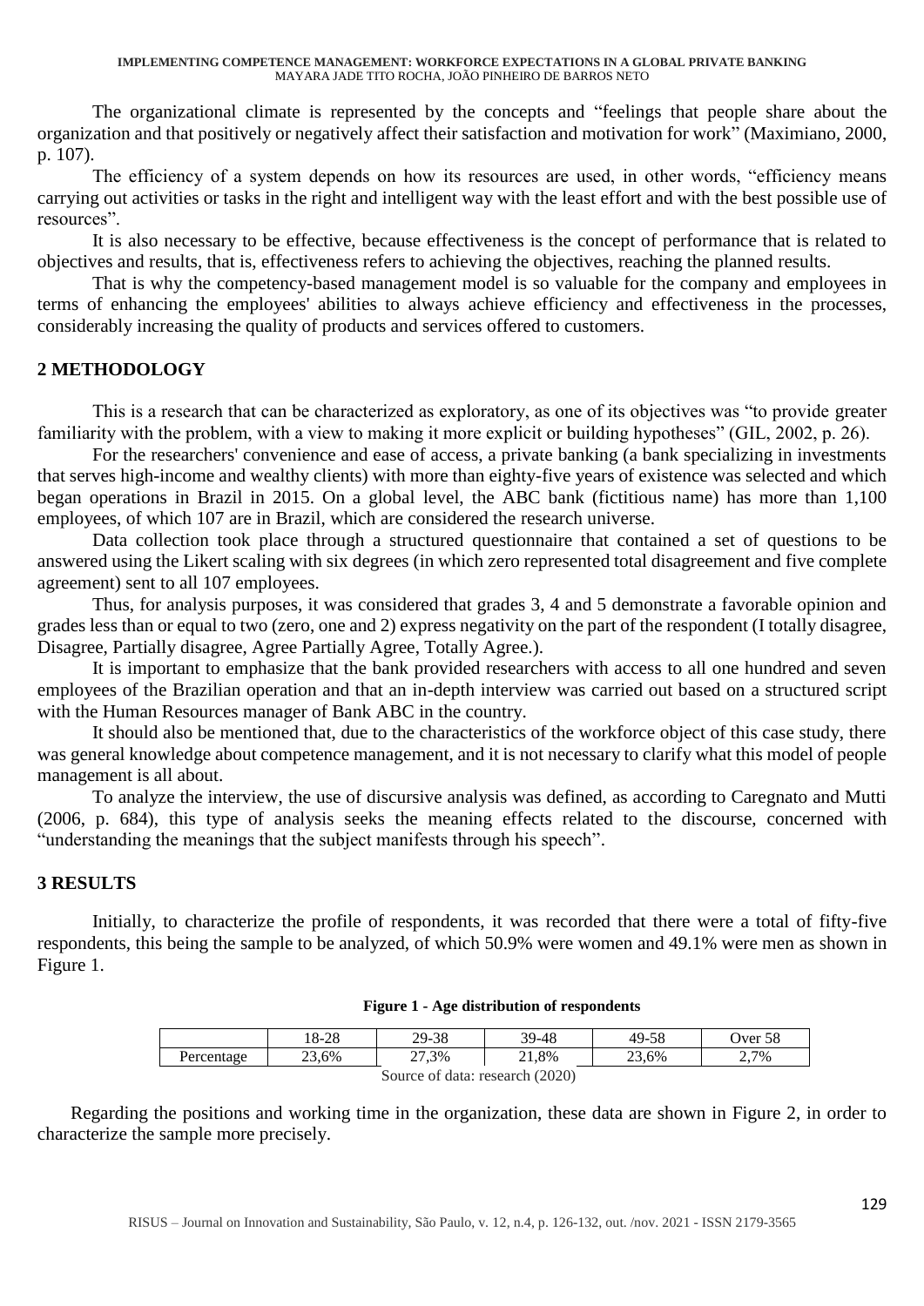The organizational climate is represented by the concepts and "feelings that people share about the organization and that positively or negatively affect their satisfaction and motivation for work" (Maximiano, 2000, p. 107).

The efficiency of a system depends on how its resources are used, in other words, "efficiency means carrying out activities or tasks in the right and intelligent way with the least effort and with the best possible use of resources".

It is also necessary to be effective, because effectiveness is the concept of performance that is related to objectives and results, that is, effectiveness refers to achieving the objectives, reaching the planned results.

That is why the competency-based management model is so valuable for the company and employees in terms of enhancing the employees' abilities to always achieve efficiency and effectiveness in the processes, considerably increasing the quality of products and services offered to customers.

## 2 METHODOLOGY

This is a research that can be characterized as exploratory, as one of its objectives was "to provide greater familiarity with the problem, with a view to making it more explicit or building hypotheses" (GIL, 2002, p. 26).

For the researchers' convenience and ease of access, a private banking (a bank specializing in investments that serves high-income and wealthy clients) with more than eighty-five years of existence was selected and which began operations in Brazil in 2015. On a global level, the ABC bank (fictitious name) has more than 1,100 employees, of which 107 are in Brazil, which are considered the research universe.

Data collection took place through a structured questionnaire that contained a set of questions to be answered using the Likert scaling with six degrees (in which zero represented total disagreement and five complete agreement) sent to all 107 employees.

Thus, for analysis purposes, it was considered that grades 3, 4 and 5 demonstrate a favorable opinion and grades less than or equal to two (zero, one and 2) express negativity on the part of the respondent (I totally disagree, Disagree, Partially disagree, Agree Partially Agree, Totally Agree.).

It is important to emphasize that the bank provided researchers with access to all one hundred and seven employees of the Brazilian operation and that an in-depth interview was carried out based on a structured script with the Human Resources manager of Bank ABC in the country.

It should also be mentioned that, due to the characteristics of the workforce object of this case study, there was general knowledge about competence management, and it is not necessary to clarify what this model of people management is all about.

To analyze the interview, the use of discursive analysis was defined, as according to Caregnato and Mutti (2006, p. 684), this type of analysis seeks the meaning effects related to the discourse, concerned with "understanding the meanings that the subject manifests through his speech".

## 3 RESULTS

Initially, to characterize the profile of respondents, it was recorded that there were a total of fifty-five respondents, this being the sample to be analyzed, of which 50.9% were women and 49.1% were men as shown in Figure 1.

**Figure 1 - Age distribution of respondents**

| | 18-28 | 29-38 | 39-48 | 49-58 | Over 58 |
|---|---|---|---|---|---|
| Percentage | 23,6% | 27,3% | 21,8% | 23,6% | 2,7% |

Source of data: research (2020)

Regarding the positions and working time in the organization, these data are shown in Figure 2, in order to characterize the sample more precisely.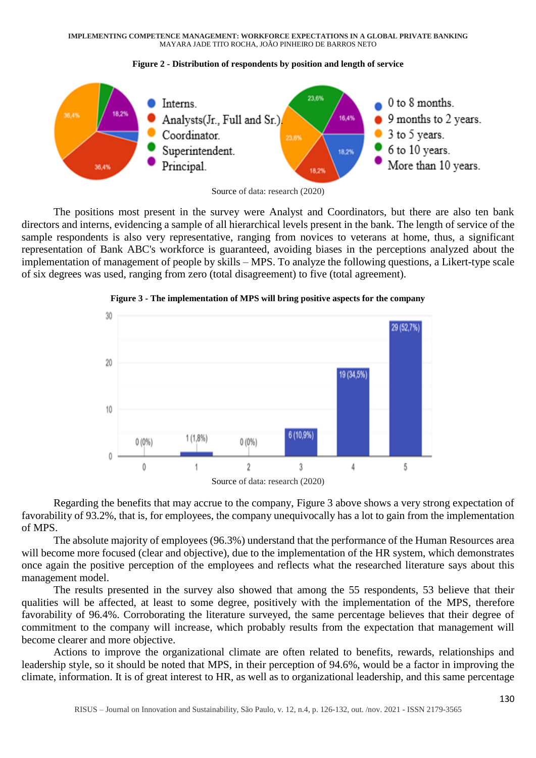**Figure 2 - Distribution of respondents by position and length of service**

Source of data: research (2020)

The positions most present in the survey were Analyst and Coordinators, but there are also ten bank directors and interns, evidencing a sample of all hierarchical levels present in the bank. The length of service of the sample respondents is also very representative, ranging from novices to veterans at home, thus, a significant representation of Bank ABC's workforce is guaranteed, avoiding biases in the perceptions analyzed about the implementation of management of people by skills – MPS. To analyze the following questions, a Likert-type scale of six degrees was used, ranging from zero (total disagreement) to five (total agreement).

**Figure 3 - The implementation of MPS will bring positive aspects for the company**

Source of data: research (2020)

Regarding the benefits that may accrue to the company, Figure 3 above shows a very strong expectation of favorability of 93.2%, that is, for employees, the company unequivocally has a lot to gain from the implementation of MPS.

The absolute majority of employees (96.3%) understand that the performance of the Human Resources area will become more focused (clear and objective), due to the implementation of the HR system, which demonstrates once again the positive perception of the employees and reflects what the researched literature says about this management model.

The results presented in the survey also showed that among the 55 respondents, 53 believe that their qualities will be affected, at least to some degree, positively with the implementation of the MPS, therefore favorability of 96.4%. Corroborating the literature surveyed, the same percentage believes that their degree of commitment to the company will increase, which probably results from the expectation that management will become clearer and more objective.

Actions to improve the organizational climate are often related to benefits, rewards, relationships and leadership style, so it should be noted that MPS, in their perception of 94.6%, would be a factor in improving the climate, information. It is of great interest to HR, as well as to organizational leadership, and this same percentage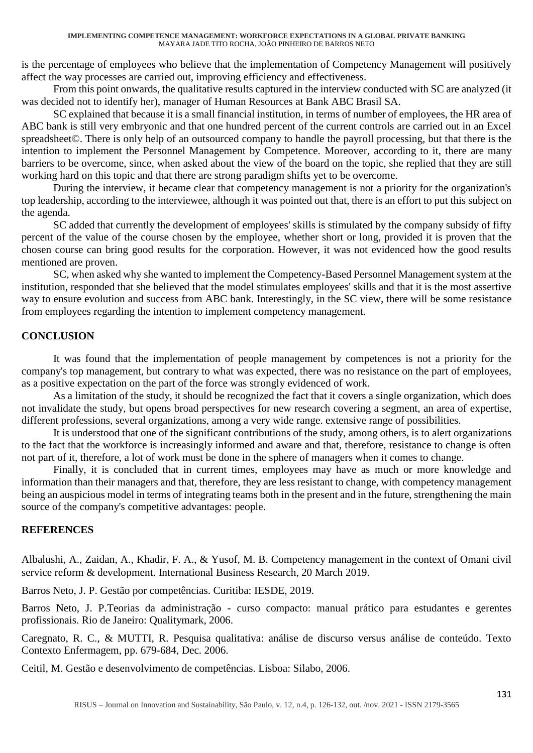is the percentage of employees who believe that the implementation of Competency Management will positively affect the way processes are carried out, improving efficiency and effectiveness.

From this point onwards, the qualitative results captured in the interview conducted with SC are analyzed (it was decided not to identify her), manager of Human Resources at Bank ABC Brasil SA.

SC explained that because it is a small financial institution, in terms of number of employees, the HR area of ABC bank is still very embryonic and that one hundred percent of the current controls are carried out in an Excel spreadsheet©. There is only help of an outsourced company to handle the payroll processing, but that there is the intention to implement the Personnel Management by Competence. Moreover, according to it, there are many barriers to be overcome, since, when asked about the view of the board on the topic, she replied that they are still working hard on this topic and that there are strong paradigm shifts yet to be overcome.

During the interview, it became clear that competency management is not a priority for the organization's top leadership, according to the interviewee, although it was pointed out that, there is an effort to put this subject on the agenda.

SC added that currently the development of employees' skills is stimulated by the company subsidy of fifty percent of the value of the course chosen by the employee, whether short or long, provided it is proven that the chosen course can bring good results for the corporation. However, it was not evidenced how the good results mentioned are proven.

SC, when asked why she wanted to implement the Competency-Based Personnel Management system at the institution, responded that she believed that the model stimulates employees' skills and that it is the most assertive way to ensure evolution and success from ABC bank. Interestingly, in the SC view, there will be some resistance from employees regarding the intention to implement competency management.

## CONCLUSION

It was found that the implementation of people management by competences is not a priority for the company's top management, but contrary to what was expected, there was no resistance on the part of employees, as a positive expectation on the part of the force was strongly evidenced of work.

As a limitation of the study, it should be recognized the fact that it covers a single organization, which does not invalidate the study, but opens broad perspectives for new research covering a segment, an area of expertise, different professions, several organizations, among a very wide range. extensive range of possibilities.

It is understood that one of the significant contributions of the study, among others, is to alert organizations to the fact that the workforce is increasingly informed and aware and that, therefore, resistance to change is often not part of it, therefore, a lot of work must be done in the sphere of managers when it comes to change.

Finally, it is concluded that in current times, employees may have as much or more knowledge and information than their managers and that, therefore, they are less resistant to change, with competency management being an auspicious model in terms of integrating teams both in the present and in the future, strengthening the main source of the company's competitive advantages: people.

## REFERENCES

Albalushi, A., Zaidan, A., Khadir, F. A., & Yusof, M. B. Competency management in the context of Omani civil service reform & development. International Business Research, 20 March 2019.

Barros Neto, J. P. Gestão por competências. Curitiba: IESDE, 2019.

Barros Neto, J. P.Teorias da administração - curso compacto: manual prático para estudantes e gerentes profissionais. Rio de Janeiro: Qualitymark, 2006.

Caregnato, R. C., & MUTTI, R. Pesquisa qualitativa: análise de discurso versus análise de conteúdo. Texto Contexto Enfermagem, pp. 679-684, Dec. 2006.

Ceitil, M. Gestão e desenvolvimento de competências. Lisboa: Silabo, 2006.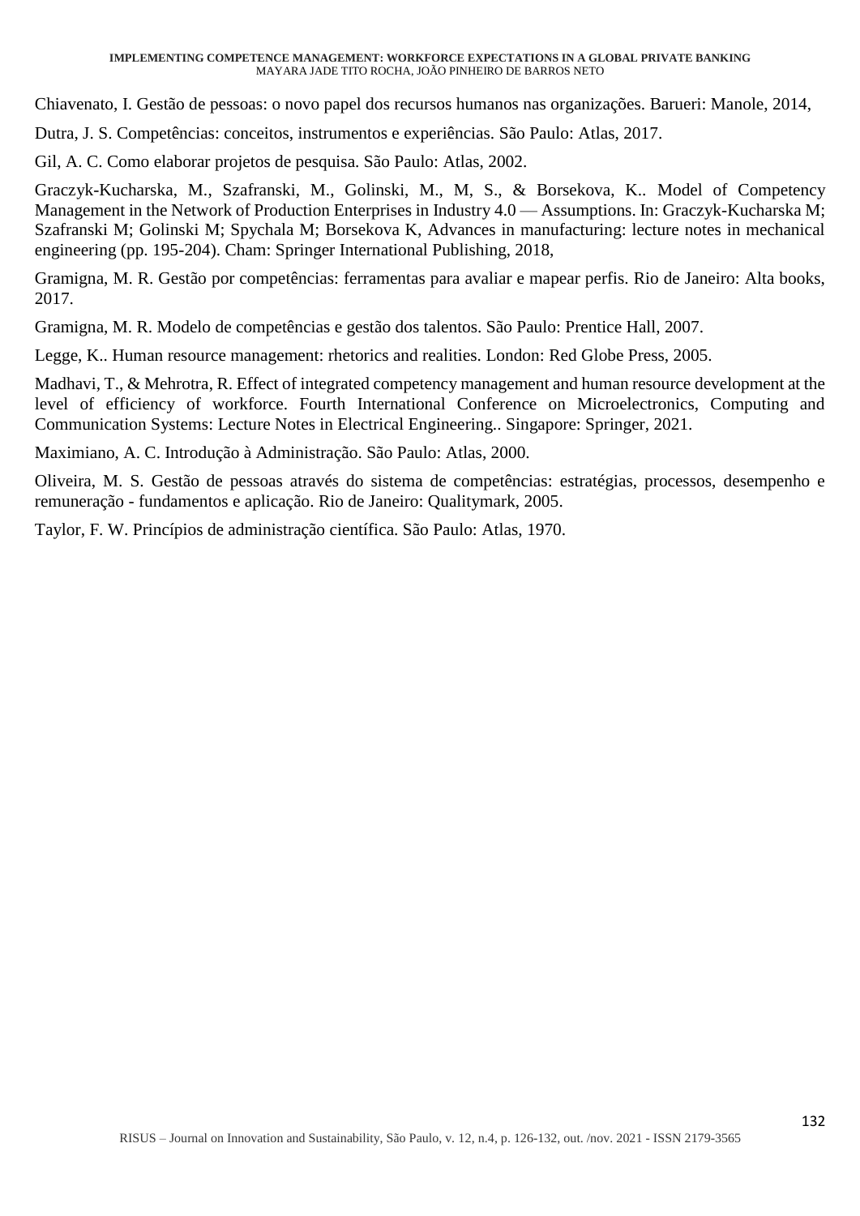Chiavenato, I. Gestão de pessoas: o novo papel dos recursos humanos nas organizações. Barueri: Manole, 2014,

Dutra, J. S. Competências: conceitos, instrumentos e experiências. São Paulo: Atlas, 2017.

Gil, A. C. Como elaborar projetos de pesquisa. São Paulo: Atlas, 2002.

Graczyk-Kucharska, M., Szafranski, M., Golinski, M., M, S., & Borsekova, K.. Model of Competency Management in the Network of Production Enterprises in Industry 4.0 — Assumptions. In: Graczyk-Kucharska M; Szafranski M; Golinski M; Spychala M; Borsekova K, Advances in manufacturing: lecture notes in mechanical engineering (pp. 195-204). Cham: Springer International Publishing, 2018,

Gramigna, M. R. Gestão por competências: ferramentas para avaliar e mapear perfis. Rio de Janeiro: Alta books, 2017.

Gramigna, M. R. Modelo de competências e gestão dos talentos. São Paulo: Prentice Hall, 2007.

Legge, K.. Human resource management: rhetorics and realities. London: Red Globe Press, 2005.

Madhavi, T., & Mehrotra, R. Effect of integrated competency management and human resource development at the level of efficiency of workforce. Fourth International Conference on Microelectronics, Computing and Communication Systems: Lecture Notes in Electrical Engineering.. Singapore: Springer, 2021.

Maximiano, A. C. Introdução à Administração. São Paulo: Atlas, 2000.

Oliveira, M. S. Gestão de pessoas através do sistema de competências: estratégias, processos, desempenho e remuneração - fundamentos e aplicação. Rio de Janeiro: Qualitymark, 2005.

Taylor, F. W. Princípios de administração científica. São Paulo: Atlas, 1970.